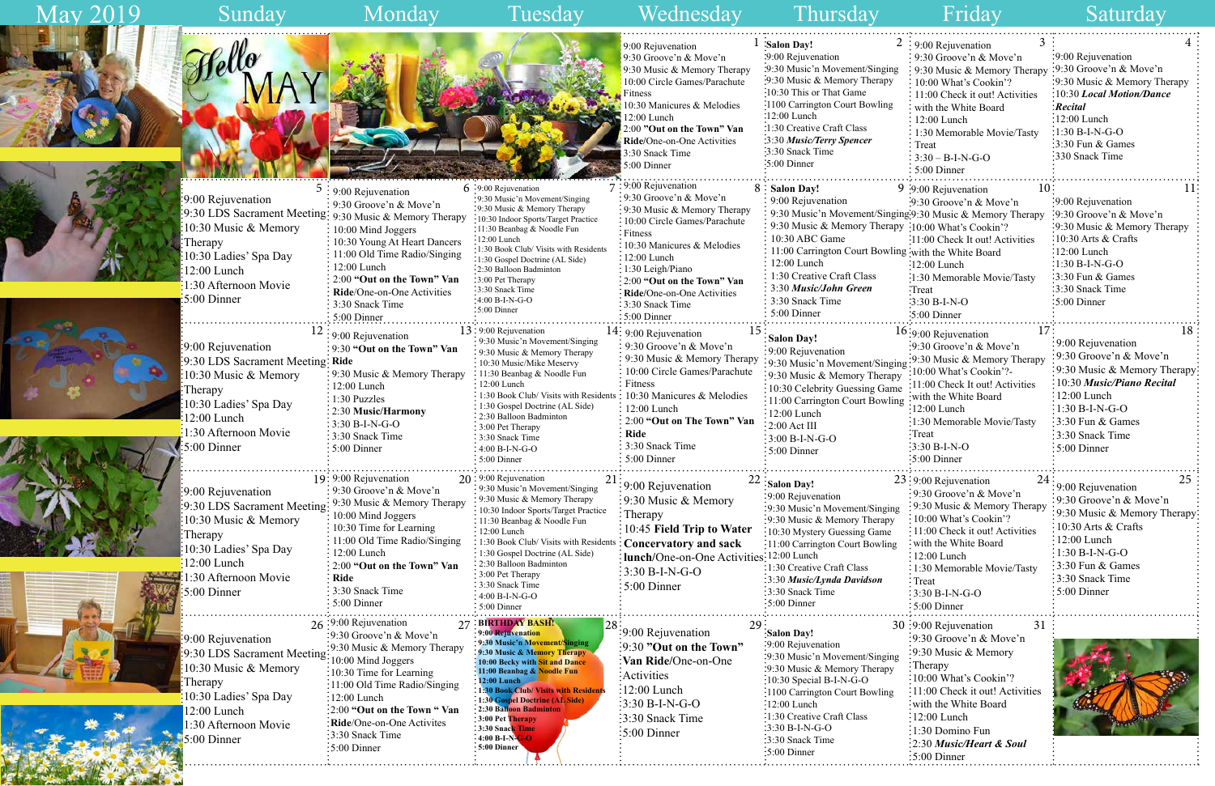# May 2019

| Sunday | Monday | Tuesday | Wednesday | Thursday | Friday | Saturday |
|---|---|---|---|---|---|---|
| Hello MAY | | | **1** 9:00 Rejuvenation<br>9:30 Groove'n & Move'n<br>9:30 Music & Memory Therapy<br>10:00 Circle Games/Parachute Fitness<br>10:30 Manicures & Melodies<br>12:00 Lunch<br>2:00 **"Out on the Town" Van Ride**/One-on-One Activities<br>3:30 Snack Time<br>5:00 Dinner | **2** **Salon Day!**<br>9:00 Rejuvenation<br>9:30 Music'n Movement/Singing<br>9:30 Music & Memory Therapy<br>10:30 This or That Game<br>1100 Carrington Court Bowling<br>12:00 Lunch<br>1:30 Creative Craft Class<br>3:30 ***Music/Terry Spencer***<br>3:30 Snack Time<br>5:00 Dinner | **3** 9:00 Rejuvenation<br>9:30 Groove'n & Move'n<br>9:30 Music & Memory Therapy<br>10:00 What's Cookin'?<br>11:00 Check it out! Activities with the White Board<br>12:00 Lunch<br>1:30 Memorable Movie/Tasty Treat<br>3:30 – B-I-N-G-O<br>5:00 Dinner | **4** 9:00 Rejuvenation<br>9:30 Groove'n & Move'n<br>9:30 Music & Memory Therapy<br>10:30 ***Local Motion/Dance Recital***<br>12:00 Lunch<br>1:30 B-I-N-G-O<br>3:30 Fun & Games<br>330 Snack Time |
| **5** 9:00 Rejuvenation<br>9:30 LDS Sacrament Meeting<br>10:30 Music & Memory Therapy<br>10:30 Ladies' Spa Day<br>12:00 Lunch<br>1:30 Afternoon Movie<br>5:00 Dinner | **6** 9:00 Rejuvenation<br>9:30 Groove'n & Move'n<br>9:30 Music & Memory Therapy<br>10:00 Mind Joggers<br>10:30 Young At Heart Dancers<br>11:00 Old Time Radio/Singing<br>12:00 Lunch<br>2:00 **"Out on the Town" Van Ride**/One-on-One Activities<br>3:30 Snack Time<br>5:00 Dinner | **7** 9:00 Rejuvenation<br>9:30 Music'n Movement/Singing<br>9:30 Music & Memory Therapy<br>10:30 Indoor Sports/Target Practice<br>11:30 Beanbag & Noodle Fun<br>12:00 Lunch<br>1:30 Book Club/ Visits with Residents<br>1:30 Gospel Doctrine (AL Side)<br>2:30 Balloon Badminton<br>3:00 Pet Therapy<br>3:30 Snack Time<br>4:00 B-I-N-G-O<br>5:00 Dinner | **8** 9:00 Rejuvenation<br>9:30 Groove'n & Move'n<br>9:30 Music & Memory Therapy<br>10:00 Circle Games/Parachute Fitness<br>10:30 Manicures & Melodies<br>12:00 Lunch<br>1:30 Leigh/Piano<br>2:00 **"Out on the Town" Van Ride**/One-on-One Activities<br>3:30 Snack Time<br>5:00 Dinner | **9** **Salon Day!**<br>9:00 Rejuvenation<br>9:30 Music'n Movement/Singing<br>9:30 Music & Memory Therapy<br>10:30 ABC Game<br>11:00 Carrington Court Bowling<br>12:00 Lunch<br>1:30 Creative Craft Class<br>3:30 ***Music/John Green***<br>3:30 Snack Time<br>5:00 Dinner | **10** 9:00 Rejuvenation<br>9:30 Groove'n & Move'n<br>9:30 Music & Memory Therapy<br>10:00 What's Cookin'?<br>11:00 Check It out! Activities with the White Board<br>12:00 Lunch<br>1:30 Memorable Movie/Tasty Treat<br>3:30 B-I-N-O<br>5:00 Dinner | **11** 9:00 Rejuvenation<br>9:30 Groove'n & Move'n<br>9:30 Music & Memory Therapy<br>10:30 Arts & Crafts<br>12:00 Lunch<br>1:30 B-I-N-G-O<br>3:30 Fun & Games<br>3:30 Snack Time<br>5:00 Dinner |
| **12** 9:00 Rejuvenation<br>9:30 LDS Sacrament Meeting<br>10:30 Music & Memory Therapy<br>10:30 Ladies' Spa Day<br>12:00 Lunch<br>1:30 Afternoon Movie<br>5:00 Dinner | **13** 9:00 Rejuvenation<br>9:30 **"Out on the Town" Van Ride**<br>9:30 Music & Memory Therapy<br>12:00 Lunch<br>1:30 Puzzles<br>2:30 **Music/Harmony**<br>3:30 B-I-N-G-O<br>3:30 Snack Time<br>5:00 Dinner | **14** 9:00 Rejuvenation<br>9:30 Music'n Movement/Singing<br>9:30 Music & Memory Therapy<br>10:30 Music/Mike Meservy<br>11:30 Beanbag & Noodle Fun<br>12:00 Lunch<br>1:30 Book Club/ Visits with Residents<br>1:30 Gospel Doctrine (AL Side)<br>2:30 Balloon Badminton<br>3:00 Pet Therapy<br>3:30 Snack Time<br>4:00 B-I-N-G-O<br>5:00 Dinner | **15** 9:00 Rejuvenation<br>9:30 Groove'n & Move'n<br>9:30 Music & Memory Therapy<br>10:00 Circle Games/Parachute Fitness<br>10:30 Manicures & Melodies<br>12:00 Lunch<br>2:00 **"Out on The Town" Van Ride**<br>3:30 Snack Time<br>5:00 Dinner | **16** **Salon Day!**<br>9:00 Rejuvenation<br>9:30 Music'n Movement/Singing<br>9:30 Music & Memory Therapy<br>10:30 Celebrity Guessing Game<br>11:00 Carrington Court Bowling<br>12:00 Lunch<br>2:00 Act III<br>3:00 B-I-N-G-O<br>5:00 Dinner | **17** 9:00 Rejuvenation<br>9:30 Groove'n & Move'n<br>9:30 Music & Memory Therapy<br>10:00 What's Cookin'?-<br>11:00 Check It out! Activities with the White Board<br>12:00 Lunch<br>1:30 Memorable Movie/Tasty Treat<br>3:30 B-I-N-O<br>5:00 Dinner | **18** 9:00 Rejuvenation<br>9:30 Groove'n & Move'n<br>9:30 Music & Memory Therapy<br>10:30 ***Music/Piano Recital***<br>12:00 Lunch<br>1:30 B-I-N-G-O<br>3:30 Fun & Games<br>3:30 Snack Time<br>5:00 Dinner |
| **19** 9:00 Rejuvenation<br>9:30 LDS Sacrament Meeting<br>10:30 Music & Memory Therapy<br>10:30 Ladies' Spa Day<br>12:00 Lunch<br>1:30 Afternoon Movie<br>5:00 Dinner | **20** 9:00 Rejuvenation<br>9:30 Groove'n & Move'n<br>9:30 Music & Memory Therapy<br>10:00 Mind Joggers<br>10:30 Time for Learning<br>11:00 Old Time Radio/Singing<br>12:00 Lunch<br>2:00 **"Out on the Town" Van Ride**<br>3:30 Snack Time<br>5:00 Dinner | **21** 9:00 Rejuvenation<br>9:30 Music'n Movement/Singing<br>9:30 Music & Memory Therapy<br>10:30 Indoor Sports/Target Practice<br>11:30 Beanbag & Noodle Fun<br>12:00 Lunch<br>1:30 Book Club/ Visits with Residents<br>1:30 Gospel Doctrine (AL Side)<br>2:30 Balloon Badminton<br>3:00 Pet Therapy<br>3:30 Snack Time<br>4:00 B-I-N-G-O<br>5:00 Dinner | **22** 9:00 Rejuvenation<br>9:30 Music & Memory Therapy<br>10:45 **Field Trip to Water Concervatory and sack lunch**/One-on-One Activities<br>3:30 B-I-N-G-O<br>5:00 Dinner | **23** **Salon Day!**<br>9:00 Rejuvenation<br>9:30 Music'n Movement/Singing<br>9:30 Music & Memory Therapy<br>10:30 Mystery Guessing Game<br>11:00 Carrington Court Bowling<br>12:00 Lunch<br>1:30 Creative Craft Class<br>3:30 ***Music/Lynda Davidson***<br>3:30 Snack Time<br>5:00 Dinner | **24** 9:00 Rejuvenation<br>9:30 Groove'n & Move'n<br>9:30 Music & Memory Therapy<br>10:00 What's Cookin'?<br>11:00 Check it out! Activities with the White Board<br>12:00 Lunch<br>1:30 Memorable Movie/Tasty Treat<br>3:30 B-I-N-G-O<br>5:00 Dinner | **25** 9:00 Rejuvenation<br>9:30 Groove'n & Move'n<br>9:30 Music & Memory Therapy<br>10:30 Arts & Crafts<br>12:00 Lunch<br>1:30 B-I-N-G-O<br>3:30 Fun & Games<br>3:30 Snack Time<br>5:00 Dinner |
| **26** 9:00 Rejuvenation<br>9:30 LDS Sacrament Meeting<br>10:30 Music & Memory Therapy<br>10:30 Ladies' Spa Day<br>12:00 Lunch<br>1:30 Afternoon Movie<br>5:00 Dinner | **27** 9:00 Rejuvenation<br>9:30 Groove'n & Move'n<br>9:30 Music & Memory Therapy<br>10:00 Mind Joggers<br>10:30 Time for Learning<br>11:00 Old Time Radio/Singing<br>12:00 Lunch<br>2:00 **"Out on the Town " Van Ride**/One-on-One Activites<br>3:30 Snack Time<br>5:00 Dinner | **28** **BIRTHDAY BASH!**<br>9:00 Rejuvenation<br>9:30 Music'n Movement/Singing<br>9:30 Music & Memory Therapy<br>10:00 Becky with Sit and Dance<br>11:00 Beanbag & Noodle Fun<br>12:00 Lunch<br>1:30 Book Club/ Visits with Residents<br>1:30 Gospel Doctrine (AL Side)<br>2:30 Balloon Badminton<br>3:00 Pet Therapy<br>3:30 Snack Time<br>4:00 B-I-N-G-O<br>5:00 Dinner | **29** 9:00 Rejuvenation<br>9:30 **"Out on the Town" Van Ride**/One-on-One Activities<br>12:00 Lunch<br>3:30 B-I-N-G-O<br>3:30 Snack Time<br>5:00 Dinner | **30** **Salon Day!**<br>9:00 Rejuvenation<br>9:30 Music'n Movement/Singing<br>9:30 Music & Memory Therapy<br>10:30 Special B-I-N-G-O<br>1100 Carrington Court Bowling<br>12:00 Lunch<br>1:30 Creative Craft Class<br>3:30 B-I-N-G-O<br>3:30 Snack Time<br>5:00 Dinner | **31** 9:00 Rejuvenation<br>9:30 Groove'n & Move'n<br>9:30 Music & Memory Therapy<br>10:00 What's Cookin'?<br>11:00 Check it out! Activities with the White Board<br>12:00 Lunch<br>1:30 Domino Fun<br>2:30 ***Music/Heart & Soul***<br>5:00 Dinner | |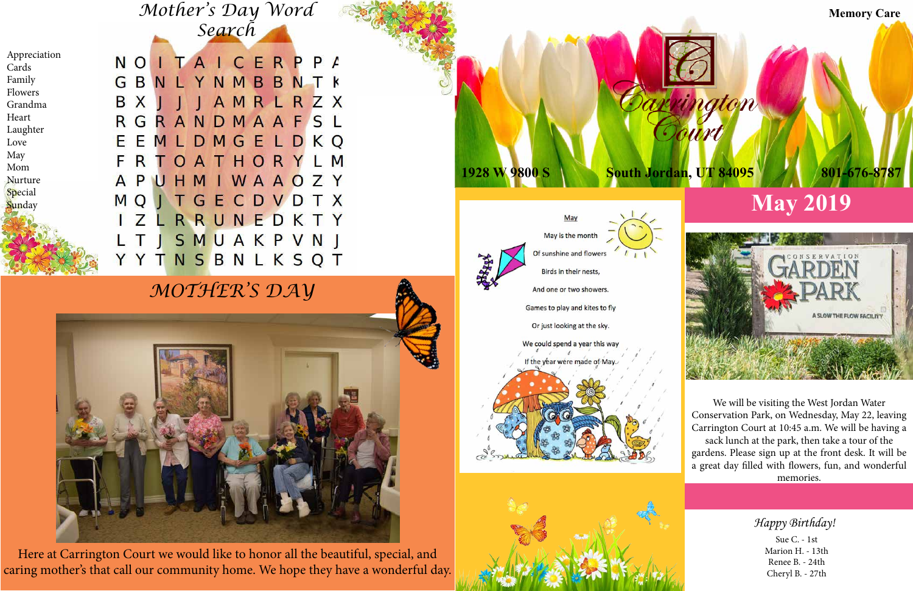# Mother's Day Word Search

Appreciation
Cards
Family
Flowers
Grandma
Heart
Laughter
Love
May
Mom
Nurture
Special
Sunday

```
N O I T A I C E R P P A
G B N L Y N M B B N T K
B X J J A M R L R Z X
R G R A N D M A A F S L
E E M L D M G E L D K Q
F R T O A T H O R Y L M
A P U H M I W A A O Z Y
M Q J T G E C D V D T X
I Z L R R U N E D K T Y
L T J S M U A K P V N J
Y Y T N S B N L K S Q T
```

## MOTHER'S DAY

Here at Carrington Court we would like to honor all the beautiful, special, and caring mother's that call our community home. We hope they have a wonderful day.

Memory Care

# Carrington Court

1928 W 9800 S South Jordan, UT 84095 801-676-8787

## May 2019

May

May is the month
Of sunshine and flowers
Birds in their nests,
And one or two showers.
Games to play and kites to fly
Or just looking at the sky.
We could spend a year this way
If the year were made of May.

CONSERVATION GARDEN PARK
A SLOW THE FLOW FACILITY

We will be visiting the West Jordan Water Conservation Park, on Wednesday, May 22, leaving Carrington Court at 10:45 a.m. We will be having a sack lunch at the park, then take a tour of the gardens. Please sign up at the front desk. It will be a great day filled with flowers, fun, and wonderful memories.

*Happy Birthday!*

Sue C. - 1st
Marion H. - 13th
Renee B. - 24th
Cheryl B. - 27th